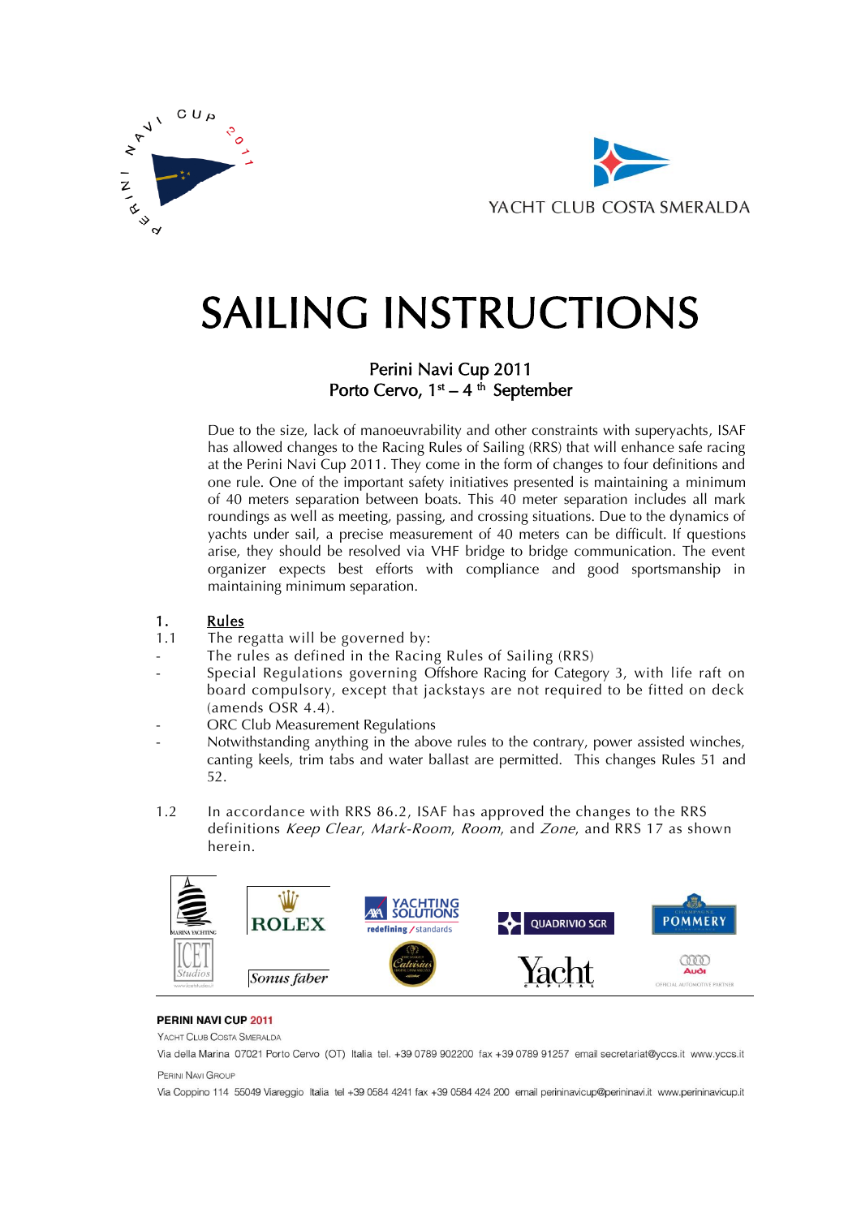# SAILING INSTRUCTIONS

**Perini Navi Cup 2011**
**Porto Cervo, 1st – 4th September**

Due to the size, lack of manoeuvrability and other constraints with superyachts, ISAF has allowed changes to the Racing Rules of Sailing (RRS) that will enhance safe racing at the Perini Navi Cup 2011. They come in the form of changes to four definitions and one rule. One of the important safety initiatives presented is maintaining a minimum of 40 meters separation between boats. This 40 meter separation includes all mark roundings as well as meeting, passing, and crossing situations. Due to the dynamics of yachts under sail, a precise measurement of 40 meters can be difficult. If questions arise, they should be resolved via VHF bridge to bridge communication. The event organizer expects best efforts with compliance and good sportsmanship in maintaining minimum separation.

## 1. Rules

1.1 The regatta will be governed by:

- The rules as defined in the Racing Rules of Sailing (RRS)
- Special Regulations governing Offshore Racing for Category 3, with life raft on board compulsory, except that jackstays are not required to be fitted on deck (amends OSR 4.4).
- ORC Club Measurement Regulations
- Notwithstanding anything in the above rules to the contrary, power assisted winches, canting keels, trim tabs and water ballast are permitted. This changes Rules 51 and 52.

1.2 In accordance with RRS 86.2, ISAF has approved the changes to the RRS definitions *Keep Clear*, *Mark-Room*, *Room*, and *Zone*, and RRS 17 as shown herein.

**PERINI NAVI CUP 2011**
Yacht Club Costa Smeralda
Via della Marina 07021 Porto Cervo (OT) Italia tel. +39 0789 902200 fax +39 0789 91257 email secretariat@yccs.it www.yccs.it
Perini Navi Group
Via Coppino 114 55049 Viareggio Italia tel +39 0584 4241 fax +39 0584 424 200 email perininavicup@perininavi.it www.perininavicup.it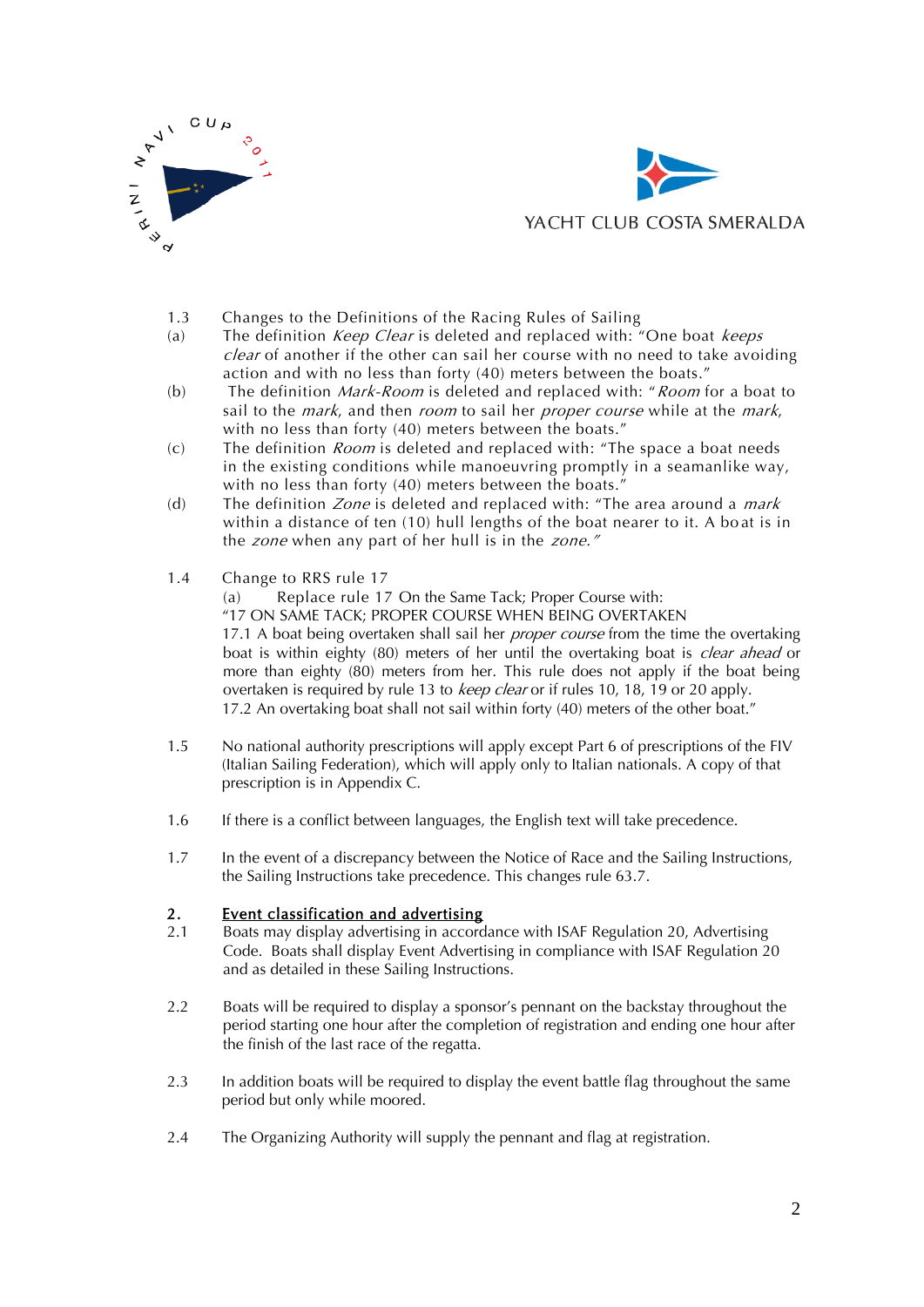1.3 Changes to the Definitions of the Racing Rules of Sailing

(a) The definition *Keep Clear* is deleted and replaced with: "One boat *keeps clear* of another if the other can sail her course with no need to take avoiding action and with no less than forty (40) meters between the boats."

(b) The definition *Mark-Room* is deleted and replaced with: "*Room* for a boat to sail to the *mark*, and then *room* to sail her *proper course* while at the *mark*, with no less than forty (40) meters between the boats."

(c) The definition *Room* is deleted and replaced with: "The space a boat needs in the existing conditions while manoeuvring promptly in a seamanlike way, with no less than forty (40) meters between the boats."

(d) The definition *Zone* is deleted and replaced with: "The area around a *mark* within a distance of ten (10) hull lengths of the boat nearer to it. A boat is in the *zone* when any part of her hull is in the *zone*."

1.4 Change to RRS rule 17

(a) Replace rule 17 On the Same Tack; Proper Course with:

"17 ON SAME TACK; PROPER COURSE WHEN BEING OVERTAKEN

17.1 A boat being overtaken shall sail her *proper course* from the time the overtaking boat is within eighty (80) meters of her until the overtaking boat is *clear ahead* or more than eighty (80) meters from her. This rule does not apply if the boat being overtaken is required by rule 13 to *keep clear* or if rules 10, 18, 19 or 20 apply.

17.2 An overtaking boat shall not sail within forty (40) meters of the other boat."

1.5 No national authority prescriptions will apply except Part 6 of prescriptions of the FIV (Italian Sailing Federation), which will apply only to Italian nationals. A copy of that prescription is in Appendix C.

1.6 If there is a conflict between languages, the English text will take precedence.

1.7 In the event of a discrepancy between the Notice of Race and the Sailing Instructions, the Sailing Instructions take precedence. This changes rule 63.7.

## 2. Event classification and advertising

2.1 Boats may display advertising in accordance with ISAF Regulation 20, Advertising Code. Boats shall display Event Advertising in compliance with ISAF Regulation 20 and as detailed in these Sailing Instructions.

2.2 Boats will be required to display a sponsor's pennant on the backstay throughout the period starting one hour after the completion of registration and ending one hour after the finish of the last race of the regatta.

2.3 In addition boats will be required to display the event battle flag throughout the same period but only while moored.

2.4 The Organizing Authority will supply the pennant and flag at registration.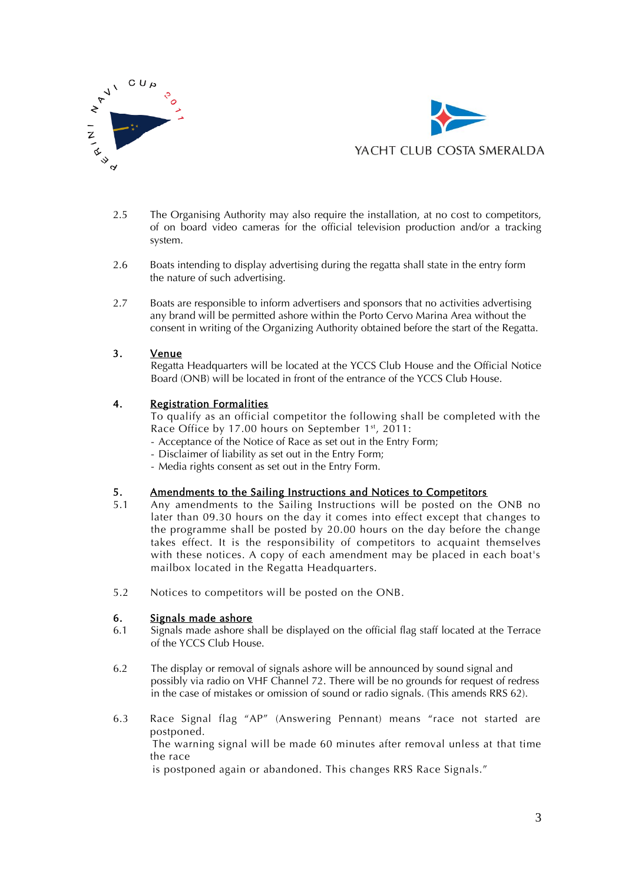2.5 The Organising Authority may also require the installation, at no cost to competitors, of on board video cameras for the official television production and/or a tracking system.

2.6 Boats intending to display advertising during the regatta shall state in the entry form the nature of such advertising.

2.7 Boats are responsible to inform advertisers and sponsors that no activities advertising any brand will be permitted ashore within the Porto Cervo Marina Area without the consent in writing of the Organizing Authority obtained before the start of the Regatta.

## 3. Venue

Regatta Headquarters will be located at the YCCS Club House and the Official Notice Board (ONB) will be located in front of the entrance of the YCCS Club House.

## 4. Registration Formalities

To qualify as an official competitor the following shall be completed with the Race Office by 17.00 hours on September 1st, 2011:

- Acceptance of the Notice of Race as set out in the Entry Form;
- Disclaimer of liability as set out in the Entry Form;
- Media rights consent as set out in the Entry Form.

## 5. Amendments to the Sailing Instructions and Notices to Competitors

5.1 Any amendments to the Sailing Instructions will be posted on the ONB no later than 09.30 hours on the day it comes into effect except that changes to the programme shall be posted by 20.00 hours on the day before the change takes effect. It is the responsibility of competitors to acquaint themselves with these notices. A copy of each amendment may be placed in each boat's mailbox located in the Regatta Headquarters.

5.2 Notices to competitors will be posted on the ONB.

## 6. Signals made ashore

6.1 Signals made ashore shall be displayed on the official flag staff located at the Terrace of the YCCS Club House.

6.2 The display or removal of signals ashore will be announced by sound signal and possibly via radio on VHF Channel 72. There will be no grounds for request of redress in the case of mistakes or omission of sound or radio signals. (This amends RRS 62).

6.3 Race Signal flag "AP" (Answering Pennant) means "race not started are postponed.
The warning signal will be made 60 minutes after removal unless at that time the race
is postponed again or abandoned. This changes RRS Race Signals."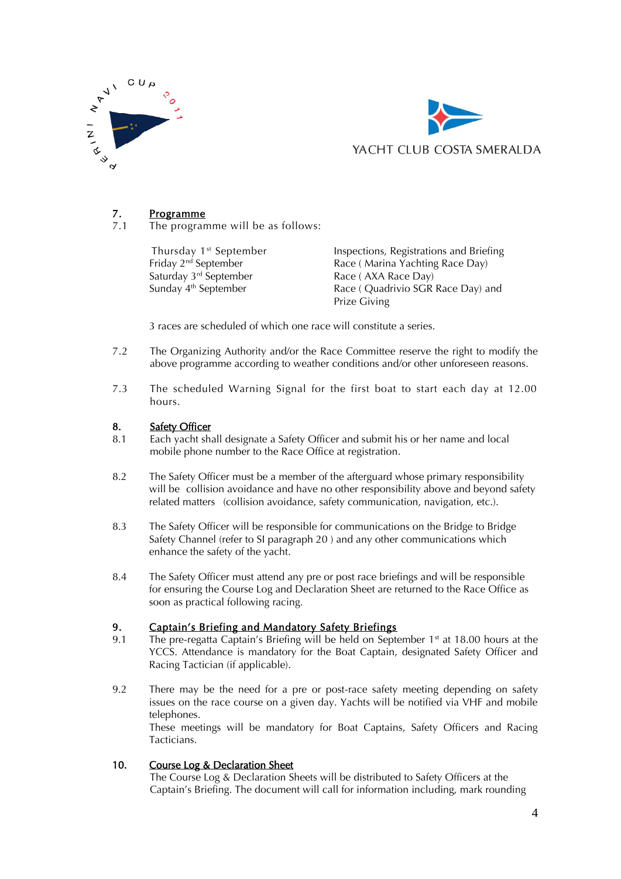## 7. Programme

7.1 The programme will be as follows:

| | |
|---|---|
| Thursday 1st September | Inspections, Registrations and Briefing |
| Friday 2nd September | Race ( Marina Yachting Race Day) |
| Saturday 3rd September | Race ( AXA Race Day) |
| Sunday 4th September | Race ( Quadrivio SGR Race Day) and Prize Giving |

3 races are scheduled of which one race will constitute a series.

7.2 The Organizing Authority and/or the Race Committee reserve the right to modify the above programme according to weather conditions and/or other unforeseen reasons.

7.3 The scheduled Warning Signal for the first boat to start each day at 12.00 hours.

## 8. Safety Officer

8.1 Each yacht shall designate a Safety Officer and submit his or her name and local mobile phone number to the Race Office at registration.

8.2 The Safety Officer must be a member of the afterguard whose primary responsibility will be collision avoidance and have no other responsibility above and beyond safety related matters (collision avoidance, safety communication, navigation, etc.).

8.3 The Safety Officer will be responsible for communications on the Bridge to Bridge Safety Channel (refer to SI paragraph 20 ) and any other communications which enhance the safety of the yacht.

8.4 The Safety Officer must attend any pre or post race briefings and will be responsible for ensuring the Course Log and Declaration Sheet are returned to the Race Office as soon as practical following racing.

## 9. Captain's Briefing and Mandatory Safety Briefings

9.1 The pre-regatta Captain's Briefing will be held on September 1st at 18.00 hours at the YCCS. Attendance is mandatory for the Boat Captain, designated Safety Officer and Racing Tactician (if applicable).

9.2 There may be the need for a pre or post-race safety meeting depending on safety issues on the race course on a given day. Yachts will be notified via VHF and mobile telephones.
These meetings will be mandatory for Boat Captains, Safety Officers and Racing Tacticians.

## 10. Course Log & Declaration Sheet

The Course Log & Declaration Sheets will be distributed to Safety Officers at the Captain's Briefing. The document will call for information including, mark rounding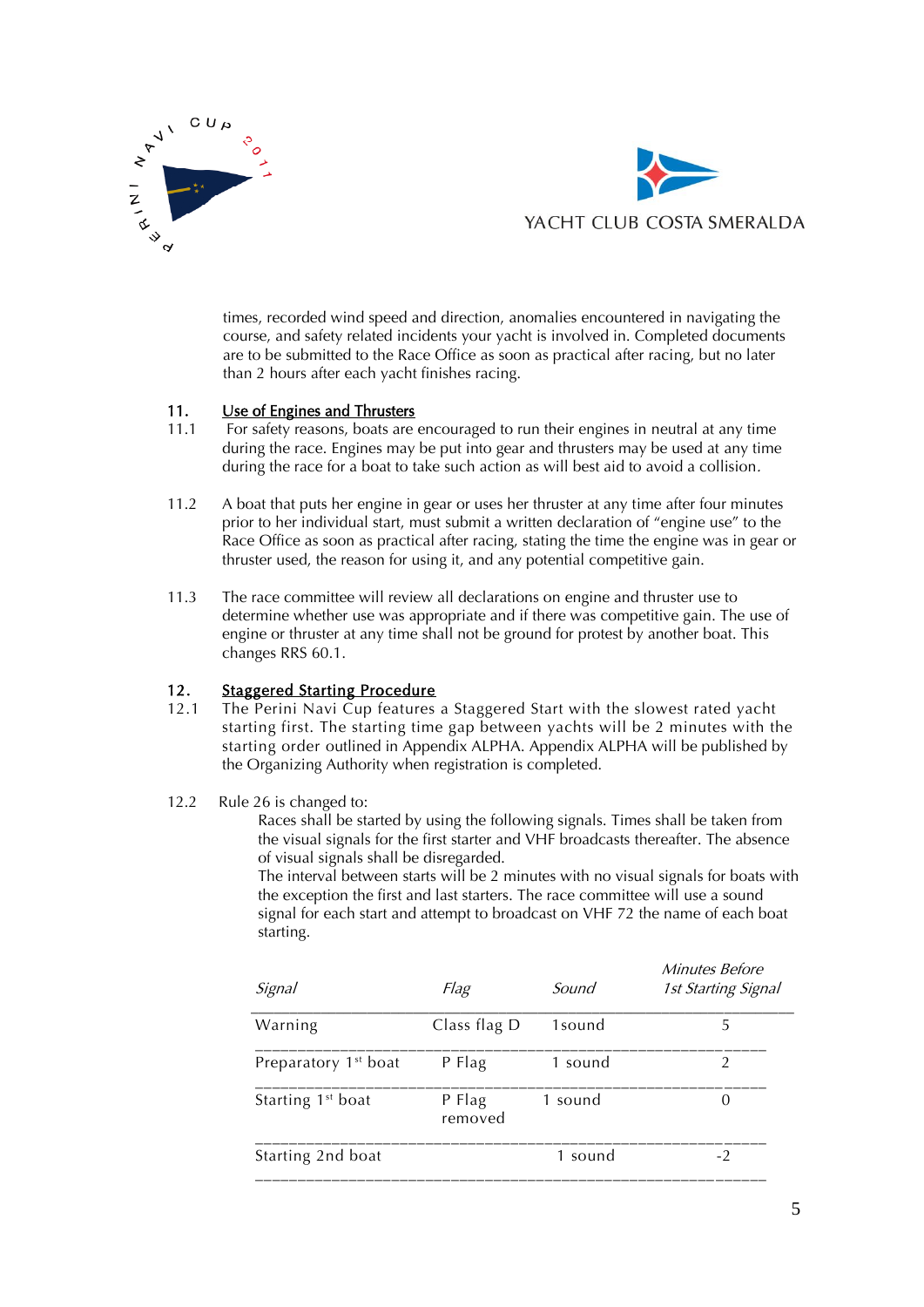times, recorded wind speed and direction, anomalies encountered in navigating the course, and safety related incidents your yacht is involved in. Completed documents are to be submitted to the Race Office as soon as practical after racing, but no later than 2 hours after each yacht finishes racing.

## 11. Use of Engines and Thrusters

11.1 For safety reasons, boats are encouraged to run their engines in neutral at any time during the race. Engines may be put into gear and thrusters may be used at any time during the race for a boat to take such action as will best aid to avoid a collision.

11.2 A boat that puts her engine in gear or uses her thruster at any time after four minutes prior to her individual start, must submit a written declaration of "engine use" to the Race Office as soon as practical after racing, stating the time the engine was in gear or thruster used, the reason for using it, and any potential competitive gain.

11.3 The race committee will review all declarations on engine and thruster use to determine whether use was appropriate and if there was competitive gain. The use of engine or thruster at any time shall not be ground for protest by another boat. This changes RRS 60.1.

## 12. Staggered Starting Procedure

12.1 The Perini Navi Cup features a Staggered Start with the slowest rated yacht starting first. The starting time gap between yachts will be 2 minutes with the starting order outlined in Appendix ALPHA. Appendix ALPHA will be published by the Organizing Authority when registration is completed.

12.2 Rule 26 is changed to:

Races shall be started by using the following signals. Times shall be taken from the visual signals for the first starter and VHF broadcasts thereafter. The absence of visual signals shall be disregarded.
The interval between starts will be 2 minutes with no visual signals for boats with the exception the first and last starters. The race committee will use a sound signal for each start and attempt to broadcast on VHF 72 the name of each boat starting.

| *Signal* | *Flag* | *Sound* | *Minutes Before 1st Starting Signal* |
|---|---|---|---|
| Warning | Class flag D | 1sound | 5 |
| Preparatory 1st boat | P Flag | 1 sound | 2 |
| Starting 1st boat | P Flag removed | 1 sound | 0 |
| Starting 2nd boat | | 1 sound | -2 |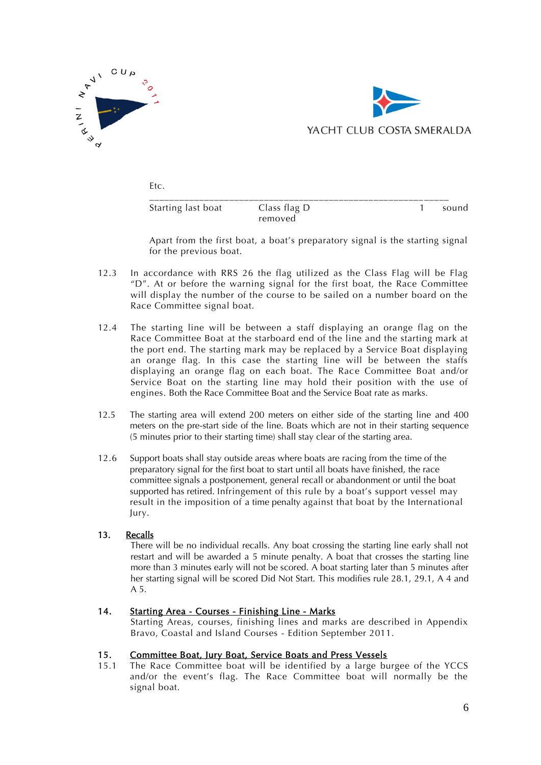Etc.

| | | | |
|---|---|---|---|
| Starting last boat | Class flag D removed | 1 | sound |

Apart from the first boat, a boat's preparatory signal is the starting signal for the previous boat.

12.3 In accordance with RRS 26 the flag utilized as the Class Flag will be Flag "D". At or before the warning signal for the first boat, the Race Committee will display the number of the course to be sailed on a number board on the Race Committee signal boat.

12.4 The starting line will be between a staff displaying an orange flag on the Race Committee Boat at the starboard end of the line and the starting mark at the port end. The starting mark may be replaced by a Service Boat displaying an orange flag. In this case the starting line will be between the staffs displaying an orange flag on each boat. The Race Committee Boat and/or Service Boat on the starting line may hold their position with the use of engines. Both the Race Committee Boat and the Service Boat rate as marks.

12.5 The starting area will extend 200 meters on either side of the starting line and 400 meters on the pre-start side of the line. Boats which are not in their starting sequence (5 minutes prior to their starting time) shall stay clear of the starting area.

12.6 Support boats shall stay outside areas where boats are racing from the time of the preparatory signal for the first boat to start until all boats have finished, the race committee signals a postponement, general recall or abandonment or until the boat supported has retired. Infringement of this rule by a boat's support vessel may result in the imposition of a time penalty against that boat by the International Jury.

## 13. Recalls

There will be no individual recalls. Any boat crossing the starting line early shall not restart and will be awarded a 5 minute penalty. A boat that crosses the starting line more than 3 minutes early will not be scored. A boat starting later than 5 minutes after her starting signal will be scored Did Not Start. This modifies rule 28.1, 29.1, A 4 and A 5.

## 14. Starting Area - Courses - Finishing Line - Marks

Starting Areas, courses, finishing lines and marks are described in Appendix Bravo, Coastal and Island Courses - Edition September 2011.

## 15. Committee Boat, Jury Boat, Service Boats and Press Vessels

15.1 The Race Committee boat will be identified by a large burgee of the YCCS and/or the event's flag. The Race Committee boat will normally be the signal boat.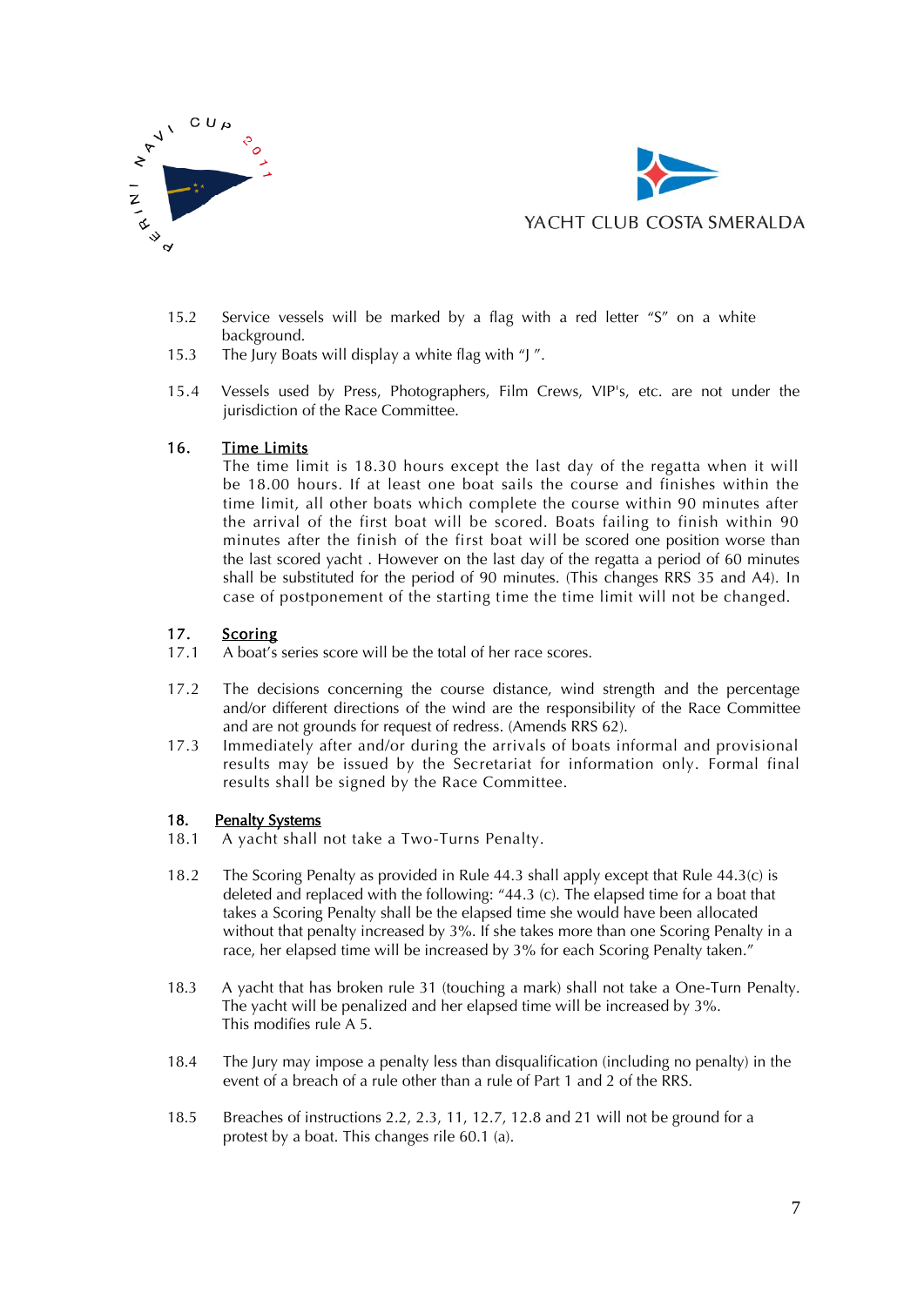15.2 Service vessels will be marked by a flag with a red letter "S" on a white background.

15.3 The Jury Boats will display a white flag with "J ".

15.4 Vessels used by Press, Photographers, Film Crews, VIP's, etc. are not under the jurisdiction of the Race Committee.

## 16. Time Limits

The time limit is 18.30 hours except the last day of the regatta when it will be 18.00 hours. If at least one boat sails the course and finishes within the time limit, all other boats which complete the course within 90 minutes after the arrival of the first boat will be scored. Boats failing to finish within 90 minutes after the finish of the first boat will be scored one position worse than the last scored yacht . However on the last day of the regatta a period of 60 minutes shall be substituted for the period of 90 minutes. (This changes RRS 35 and A4). In case of postponement of the starting time the time limit will not be changed.

## 17. Scoring

17.1 A boat's series score will be the total of her race scores.

17.2 The decisions concerning the course distance, wind strength and the percentage and/or different directions of the wind are the responsibility of the Race Committee and are not grounds for request of redress. (Amends RRS 62).

17.3 Immediately after and/or during the arrivals of boats informal and provisional results may be issued by the Secretariat for information only. Formal final results shall be signed by the Race Committee.

## 18. Penalty Systems

18.1 A yacht shall not take a Two-Turns Penalty.

18.2 The Scoring Penalty as provided in Rule 44.3 shall apply except that Rule 44.3(c) is deleted and replaced with the following: "44.3 (c). The elapsed time for a boat that takes a Scoring Penalty shall be the elapsed time she would have been allocated without that penalty increased by 3%. If she takes more than one Scoring Penalty in a race, her elapsed time will be increased by 3% for each Scoring Penalty taken."

18.3 A yacht that has broken rule 31 (touching a mark) shall not take a One-Turn Penalty. The yacht will be penalized and her elapsed time will be increased by 3%. This modifies rule A 5.

18.4 The Jury may impose a penalty less than disqualification (including no penalty) in the event of a breach of a rule other than a rule of Part 1 and 2 of the RRS.

18.5 Breaches of instructions 2.2, 2.3, 11, 12.7, 12.8 and 21 will not be ground for a protest by a boat. This changes rile 60.1 (a).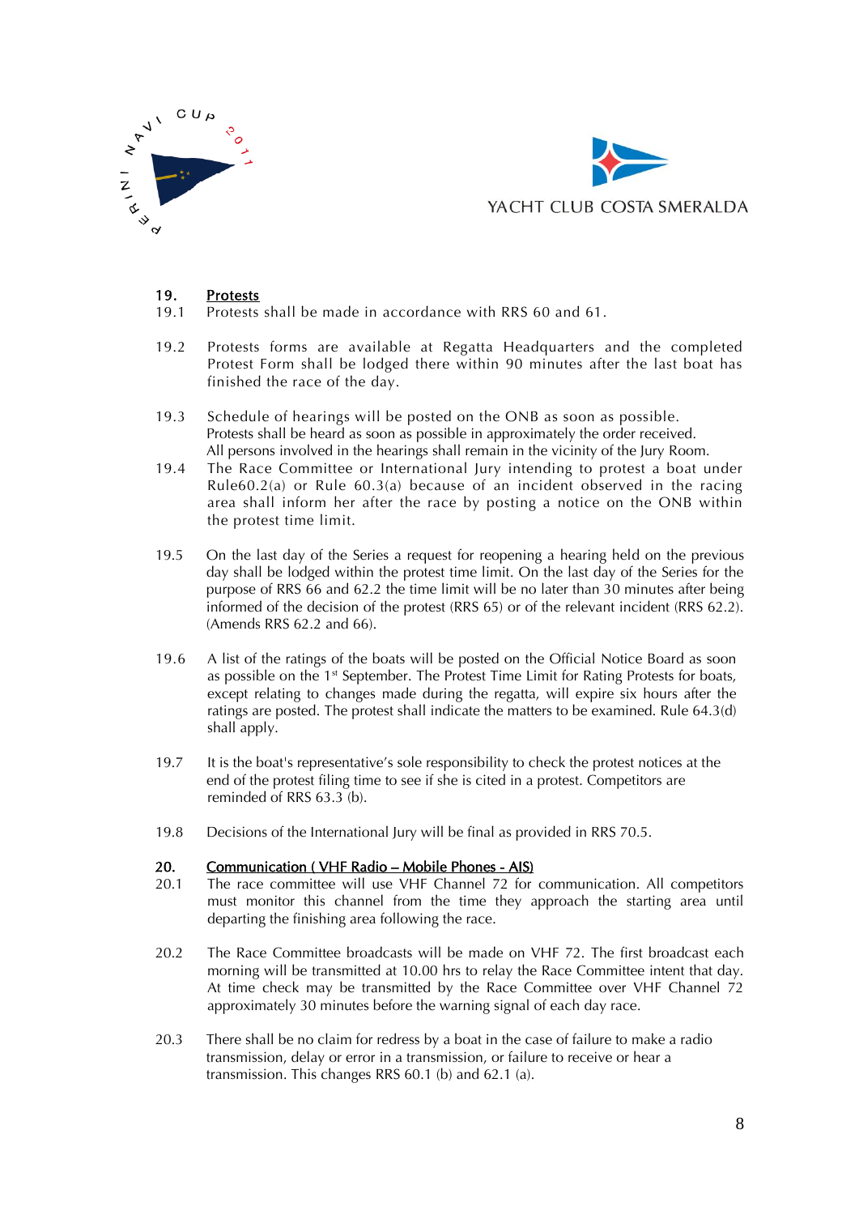## 19. Protests

19.1 Protests shall be made in accordance with RRS 60 and 61.

19.2 Protests forms are available at Regatta Headquarters and the completed Protest Form shall be lodged there within 90 minutes after the last boat has finished the race of the day.

19.3 Schedule of hearings will be posted on the ONB as soon as possible. Protests shall be heard as soon as possible in approximately the order received. All persons involved in the hearings shall remain in the vicinity of the Jury Room.

19.4 The Race Committee or International Jury intending to protest a boat under Rule60.2(a) or Rule 60.3(a) because of an incident observed in the racing area shall inform her after the race by posting a notice on the ONB within the protest time limit.

19.5 On the last day of the Series a request for reopening a hearing held on the previous day shall be lodged within the protest time limit. On the last day of the Series for the purpose of RRS 66 and 62.2 the time limit will be no later than 30 minutes after being informed of the decision of the protest (RRS 65) or of the relevant incident (RRS 62.2). (Amends RRS 62.2 and 66).

19.6 A list of the ratings of the boats will be posted on the Official Notice Board as soon as possible on the 1st September. The Protest Time Limit for Rating Protests for boats, except relating to changes made during the regatta, will expire six hours after the ratings are posted. The protest shall indicate the matters to be examined. Rule 64.3(d) shall apply.

19.7 It is the boat's representative's sole responsibility to check the protest notices at the end of the protest filing time to see if she is cited in a protest. Competitors are reminded of RRS 63.3 (b).

19.8 Decisions of the International Jury will be final as provided in RRS 70.5.

## 20. Communication ( VHF Radio – Mobile Phones - AIS)

20.1 The race committee will use VHF Channel 72 for communication. All competitors must monitor this channel from the time they approach the starting area until departing the finishing area following the race.

20.2 The Race Committee broadcasts will be made on VHF 72. The first broadcast each morning will be transmitted at 10.00 hrs to relay the Race Committee intent that day. At time check may be transmitted by the Race Committee over VHF Channel 72 approximately 30 minutes before the warning signal of each day race.

20.3 There shall be no claim for redress by a boat in the case of failure to make a radio transmission, delay or error in a transmission, or failure to receive or hear a transmission. This changes RRS 60.1 (b) and 62.1 (a).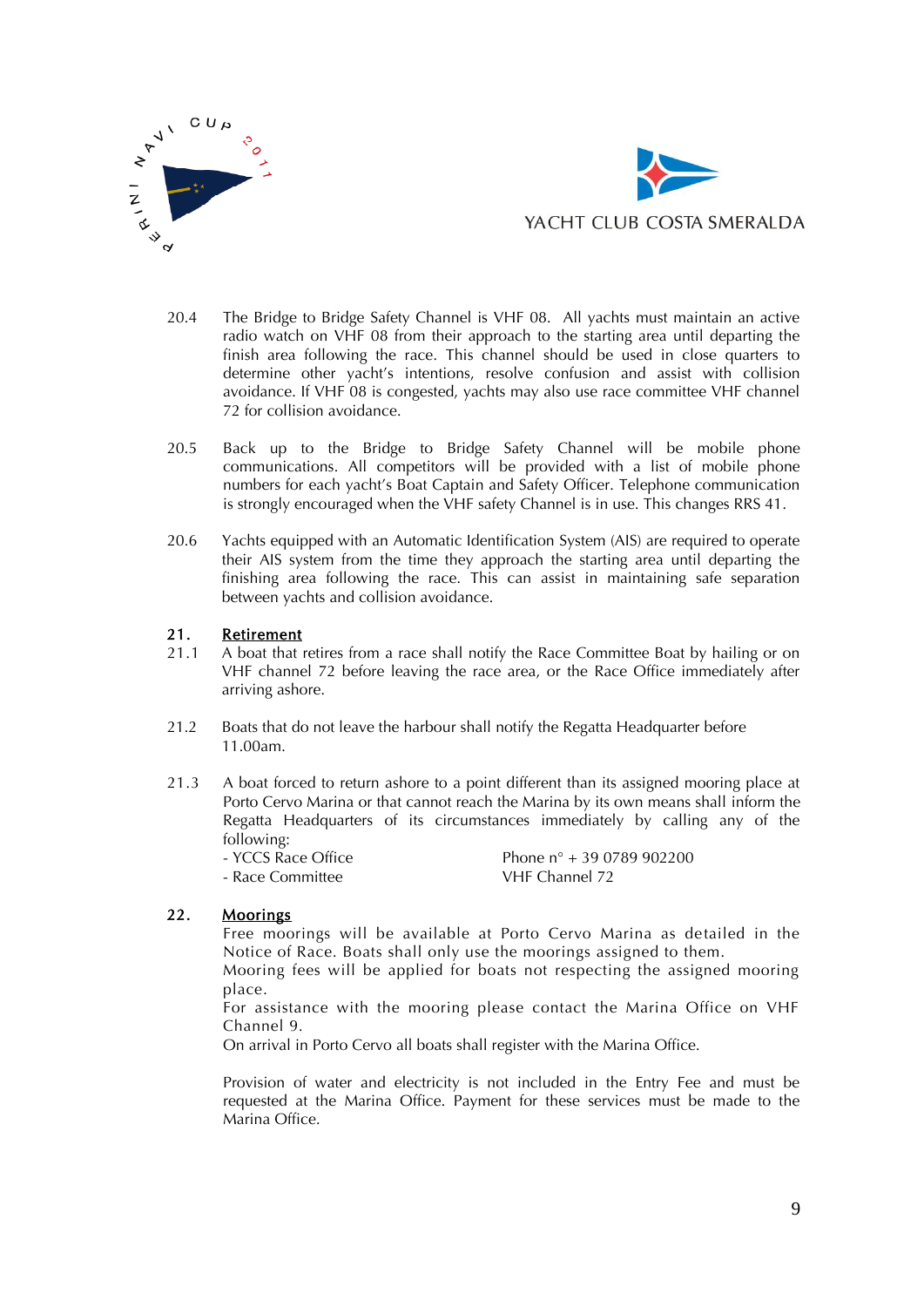20.4 The Bridge to Bridge Safety Channel is VHF 08. All yachts must maintain an active radio watch on VHF 08 from their approach to the starting area until departing the finish area following the race. This channel should be used in close quarters to determine other yacht's intentions, resolve confusion and assist with collision avoidance. If VHF 08 is congested, yachts may also use race committee VHF channel 72 for collision avoidance.

20.5 Back up to the Bridge to Bridge Safety Channel will be mobile phone communications. All competitors will be provided with a list of mobile phone numbers for each yacht's Boat Captain and Safety Officer. Telephone communication is strongly encouraged when the VHF safety Channel is in use. This changes RRS 41.

20.6 Yachts equipped with an Automatic Identification System (AIS) are required to operate their AIS system from the time they approach the starting area until departing the finishing area following the race. This can assist in maintaining safe separation between yachts and collision avoidance.

## 21. Retirement

21.1 A boat that retires from a race shall notify the Race Committee Boat by hailing or on VHF channel 72 before leaving the race area, or the Race Office immediately after arriving ashore.

21.2 Boats that do not leave the harbour shall notify the Regatta Headquarter before 11.00am.

21.3 A boat forced to return ashore to a point different than its assigned mooring place at Porto Cervo Marina or that cannot reach the Marina by its own means shall inform the Regatta Headquarters of its circumstances immediately by calling any of the following:

| | |
|---|---|
| - YCCS Race Office | Phone n° + 39 0789 902200 |
| - Race Committee | VHF Channel 72 |

## 22. Moorings

Free moorings will be available at Porto Cervo Marina as detailed in the Notice of Race. Boats shall only use the moorings assigned to them.
Mooring fees will be applied for boats not respecting the assigned mooring place.
For assistance with the mooring please contact the Marina Office on VHF Channel 9.
On arrival in Porto Cervo all boats shall register with the Marina Office.

Provision of water and electricity is not included in the Entry Fee and must be requested at the Marina Office. Payment for these services must be made to the Marina Office.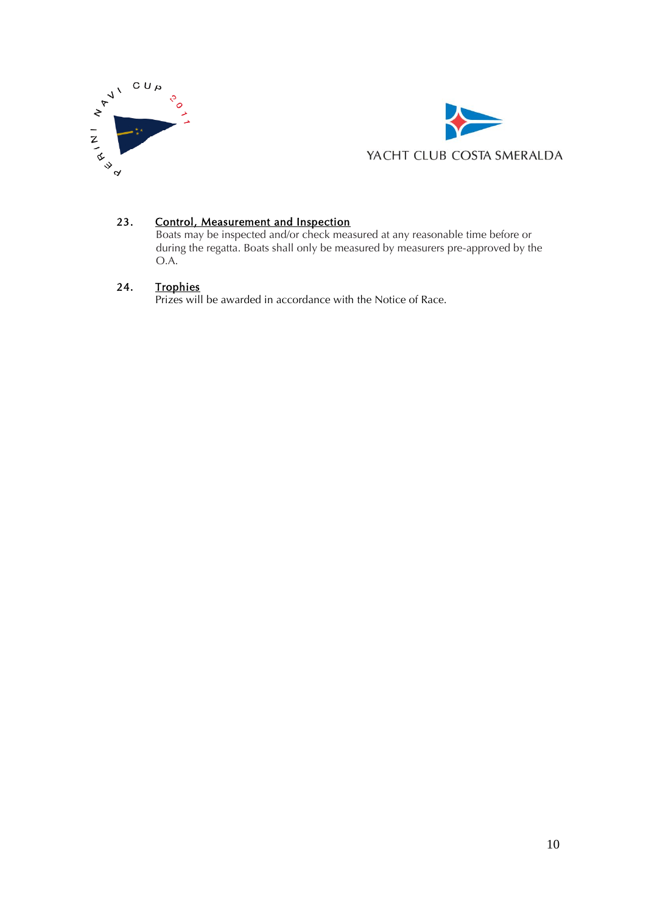## 23. Control, Measurement and Inspection

Boats may be inspected and/or check measured at any reasonable time before or during the regatta. Boats shall only be measured by measurers pre-approved by the O.A.

## 24. Trophies

Prizes will be awarded in accordance with the Notice of Race.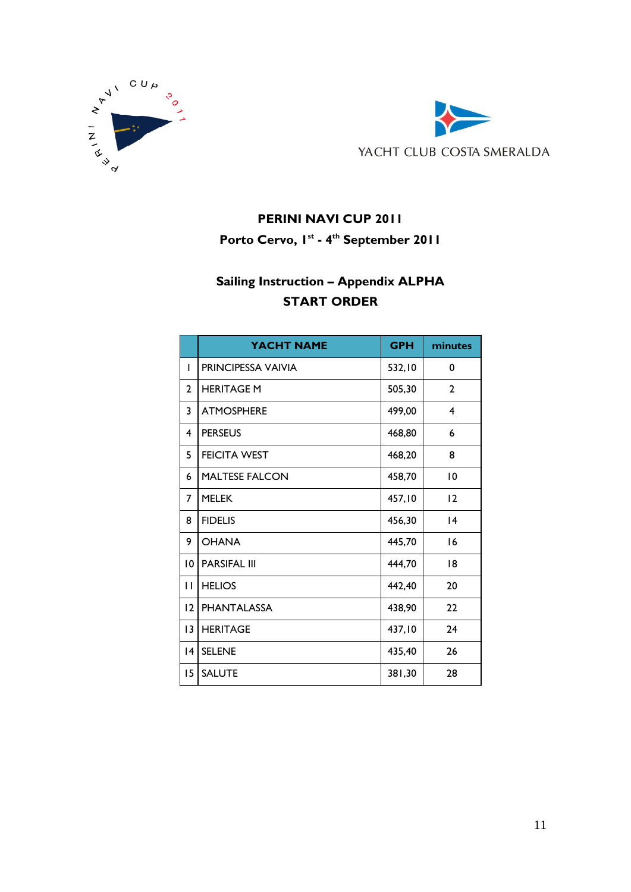YACHT CLUB COSTA SMERALDA

**PERINI NAVI CUP 2011**

**Porto Cervo, 1st - 4th September 2011**

**Sailing Instruction – Appendix ALPHA**

**START ORDER**

| | YACHT NAME | GPH | minutes |
|---|---|---|---|
| 1 | PRINCIPESSA VAIVIA | 532,10 | 0 |
| 2 | HERITAGE M | 505,30 | 2 |
| 3 | ATMOSPHERE | 499,00 | 4 |
| 4 | PERSEUS | 468,80 | 6 |
| 5 | FEICITA WEST | 468,20 | 8 |
| 6 | MALTESE FALCON | 458,70 | 10 |
| 7 | MELEK | 457,10 | 12 |
| 8 | FIDELIS | 456,30 | 14 |
| 9 | OHANA | 445,70 | 16 |
| 10 | PARSIFAL III | 444,70 | 18 |
| 11 | HELIOS | 442,40 | 20 |
| 12 | PHANTALASSA | 438,90 | 22 |
| 13 | HERITAGE | 437,10 | 24 |
| 14 | SELENE | 435,40 | 26 |
| 15 | SALUTE | 381,30 | 28 |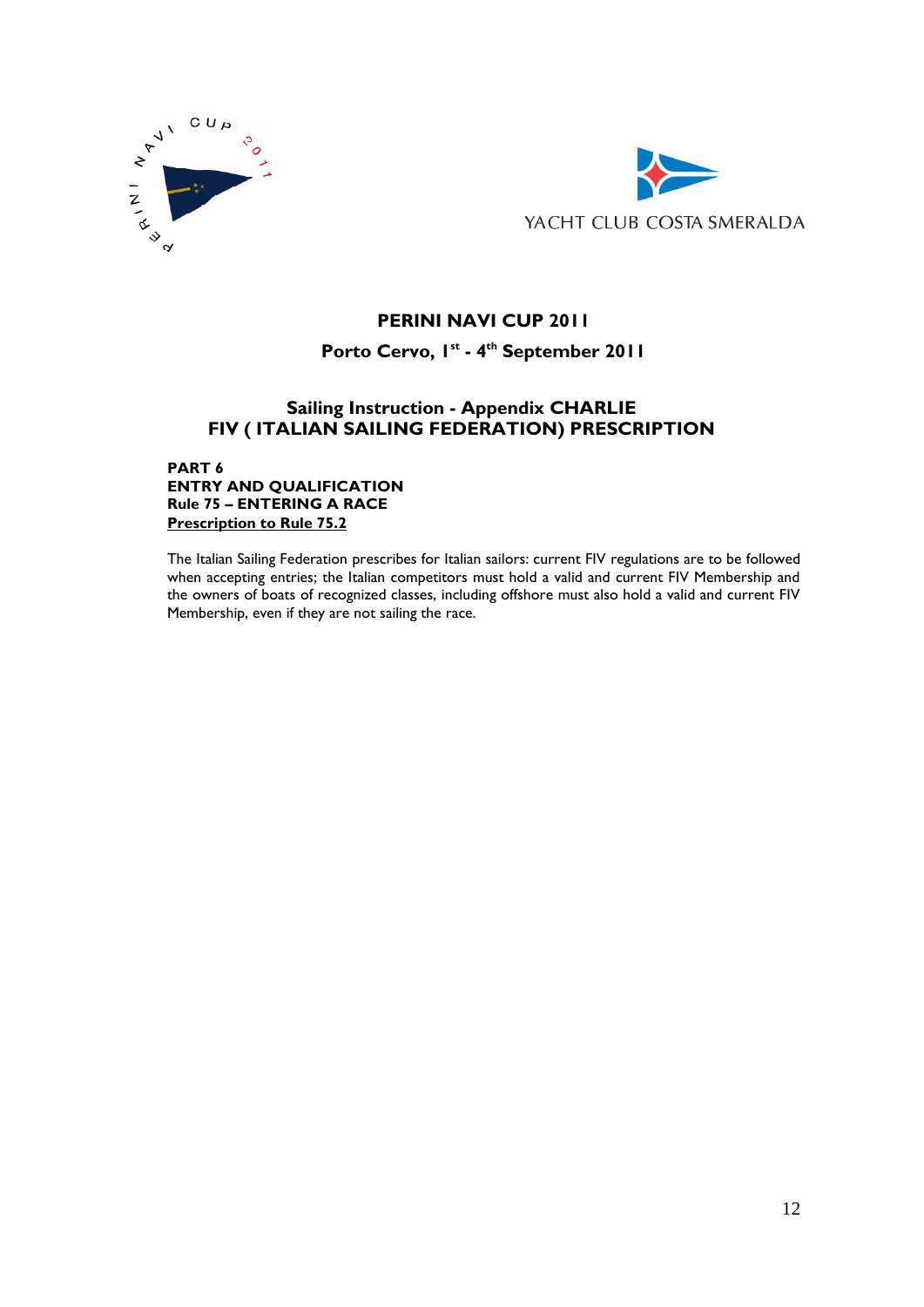# PERINI NAVI CUP 2011

## Porto Cervo, 1st - 4th September 2011

## Sailing Instruction - Appendix CHARLIE
## FIV ( ITALIAN SAILING FEDERATION) PRESCRIPTION

**PART 6**
**ENTRY AND QUALIFICATION**
**Rule 75 – ENTERING A RACE**
**<u>Prescription to Rule 75.2</u>**

The Italian Sailing Federation prescribes for Italian sailors: current FIV regulations are to be followed when accepting entries; the Italian competitors must hold a valid and current FIV Membership and the owners of boats of recognized classes, including offshore must also hold a valid and current FIV Membership, even if they are not sailing the race.